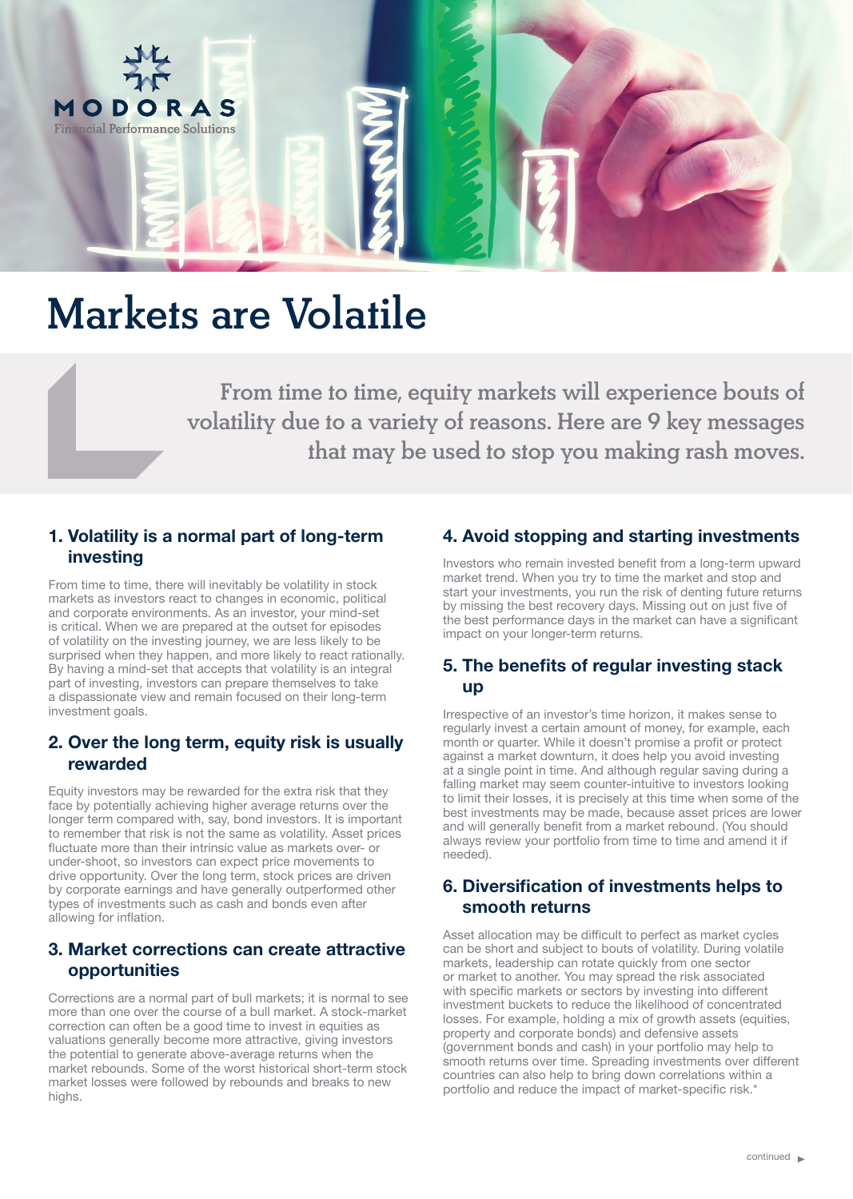MODORAS
Financial Performance Solutions

# Markets are Volatile

From time to time, equity markets will experience bouts of volatility due to a variety of reasons. Here are 9 key messages that may be used to stop you making rash moves.

## 1. Volatility is a normal part of long-term investing

From time to time, there will inevitably be volatility in stock markets as investors react to changes in economic, political and corporate environments. As an investor, your mind-set is critical. When we are prepared at the outset for episodes of volatility on the investing journey, we are less likely to be surprised when they happen, and more likely to react rationally. By having a mind-set that accepts that volatility is an integral part of investing, investors can prepare themselves to take a dispassionate view and remain focused on their long-term investment goals.

## 2. Over the long term, equity risk is usually rewarded

Equity investors may be rewarded for the extra risk that they face by potentially achieving higher average returns over the longer term compared with, say, bond investors. It is important to remember that risk is not the same as volatility. Asset prices fluctuate more than their intrinsic value as markets over- or under-shoot, so investors can expect price movements to drive opportunity. Over the long term, stock prices are driven by corporate earnings and have generally outperformed other types of investments such as cash and bonds even after allowing for inflation.

## 3. Market corrections can create attractive opportunities

Corrections are a normal part of bull markets; it is normal to see more than one over the course of a bull market. A stock-market correction can often be a good time to invest in equities as valuations generally become more attractive, giving investors the potential to generate above-average returns when the market rebounds. Some of the worst historical short-term stock market losses were followed by rebounds and breaks to new highs.

## 4. Avoid stopping and starting investments

Investors who remain invested benefit from a long-term upward market trend. When you try to time the market and stop and start your investments, you run the risk of denting future returns by missing the best recovery days. Missing out on just five of the best performance days in the market can have a significant impact on your longer-term returns.

## 5. The benefits of regular investing stack up

Irrespective of an investor's time horizon, it makes sense to regularly invest a certain amount of money, for example, each month or quarter. While it doesn't promise a profit or protect against a market downturn, it does help you avoid investing at a single point in time. And although regular saving during a falling market may seem counter-intuitive to investors looking to limit their losses, it is precisely at this time when some of the best investments may be made, because asset prices are lower and will generally benefit from a market rebound. (You should always review your portfolio from time to time and amend it if needed).

## 6. Diversification of investments helps to smooth returns

Asset allocation may be difficult to perfect as market cycles can be short and subject to bouts of volatility. During volatile markets, leadership can rotate quickly from one sector or market to another. You may spread the risk associated with specific markets or sectors by investing into different investment buckets to reduce the likelihood of concentrated losses. For example, holding a mix of growth assets (equities, property and corporate bonds) and defensive assets (government bonds and cash) in your portfolio may help to smooth returns over time. Spreading investments over different countries can also help to bring down correlations within a portfolio and reduce the impact of market-specific risk.*

continued ▶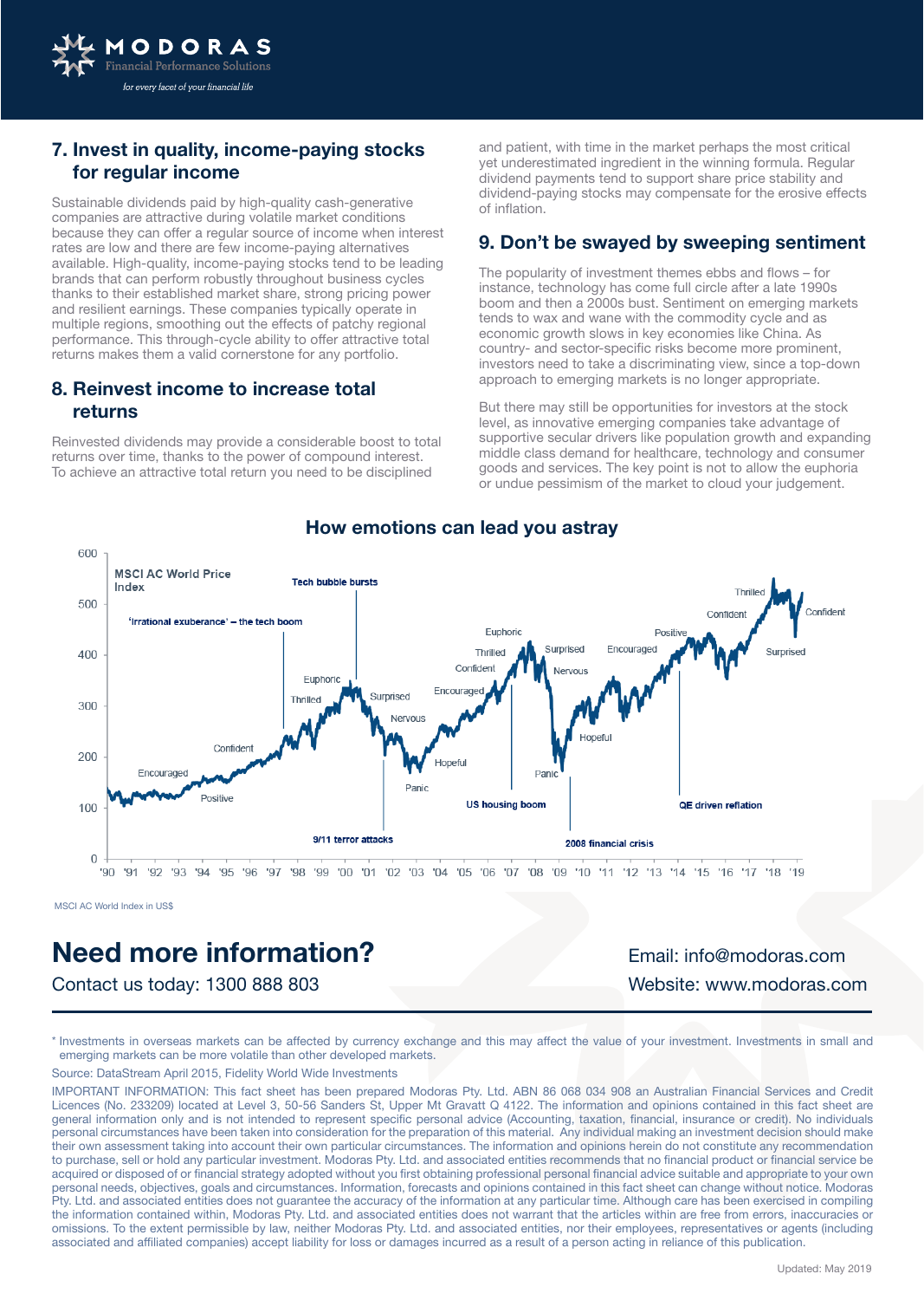## 7. Invest in quality, income-paying stocks for regular income

Sustainable dividends paid by high-quality cash-generative companies are attractive during volatile market conditions because they can offer a regular source of income when interest rates are low and there are few income-paying alternatives available. High-quality, income-paying stocks tend to be leading brands that can perform robustly throughout business cycles thanks to their established market share, strong pricing power and resilient earnings. These companies typically operate in multiple regions, smoothing out the effects of patchy regional performance. This through-cycle ability to offer attractive total returns makes them a valid cornerstone for any portfolio.

## 8. Reinvest income to increase total returns

Reinvested dividends may provide a considerable boost to total returns over time, thanks to the power of compound interest. To achieve an attractive total return you need to be disciplined and patient, with time in the market perhaps the most critical yet underestimated ingredient in the winning formula. Regular dividend payments tend to support share price stability and dividend-paying stocks may compensate for the erosive effects of inflation.

## 9. Don't be swayed by sweeping sentiment

The popularity of investment themes ebbs and flows – for instance, technology has come full circle after a late 1990s boom and then a 2000s bust. Sentiment on emerging markets tends to wax and wane with the commodity cycle and as economic growth slows in key economies like China. As country- and sector-specific risks become more prominent, investors need to take a discriminating view, since a top-down approach to emerging markets is no longer appropriate.

But there may still be opportunities for investors at the stock level, as innovative emerging companies take advantage of supportive secular drivers like population growth and expanding middle class demand for healthcare, technology and consumer goods and services. The key point is not to allow the euphoria or undue pessimism of the market to cloud your judgement.

### How emotions can lead you astray

MSCI AC World Price Index

600
500
400
300
200
100
0

'90 '91 '92 '93 '94 '95 '96 '97 '98 '99 '00 '01 '02 '03 '04 '05 '06 '07 '08 '09 '10 '11 '12 '13 '14 '15 '16 '17 '18 '19

'Irrational exuberance' – the tech boom
Tech bubble bursts
9/11 terror attacks
US housing boom
2008 financial crisis
QE driven reflation

Encouraged
Positive
Confident
Thrilled
Euphoric
Surprised
Nervous
Panic
Hopeful
Encouraged
Confident
Thrilled
Euphoric
Surprised
Nervous
Panic
Hopeful
Encouraged
Positive
Confident
Thrilled
Surprised
Confident

MSCI AC World Index in US$

# Need more information?

Contact us today: 1300 888 803

Email: info@modoras.com

Website: www.modoras.com

* Investments in overseas markets can be affected by currency exchange and this may affect the value of your investment. Investments in small and emerging markets can be more volatile than other developed markets.

Source: DataStream April 2015, Fidelity World Wide Investments

IMPORTANT INFORMATION: This fact sheet has been prepared Modoras Pty. Ltd. ABN 86 068 034 908 an Australian Financial Services and Credit Licences (No. 233209) located at Level 3, 50-56 Sanders St, Upper Mt Gravatt Q 4122. The information and opinions contained in this fact sheet are general information only and is not intended to represent specific personal advice (Accounting, taxation, financial, insurance or credit). No individuals personal circumstances have been taken into consideration for the preparation of this material. Any individual making an investment decision should make their own assessment taking into account their own particular circumstances. The information and opinions herein do not constitute any recommendation to purchase, sell or hold any particular investment. Modoras Pty. Ltd. and associated entities recommends that no financial product or financial service be acquired or disposed of or financial strategy adopted without you first obtaining professional personal financial advice suitable and appropriate to your own personal needs, objectives, goals and circumstances. Information, forecasts and opinions contained in this fact sheet can change without notice. Modoras Pty. Ltd. and associated entities does not guarantee the accuracy of the information at any particular time. Although care has been exercised in compiling the information contained within, Modoras Pty. Ltd. and associated entities does not warrant that the articles within are free from errors, inaccuracies or omissions. To the extent permissible by law, neither Modoras Pty. Ltd. and associated entities, nor their employees, representatives or agents (including associated and affiliated companies) accept liability for loss or damages incurred as a result of a person acting in reliance of this publication.

Updated: May 2019